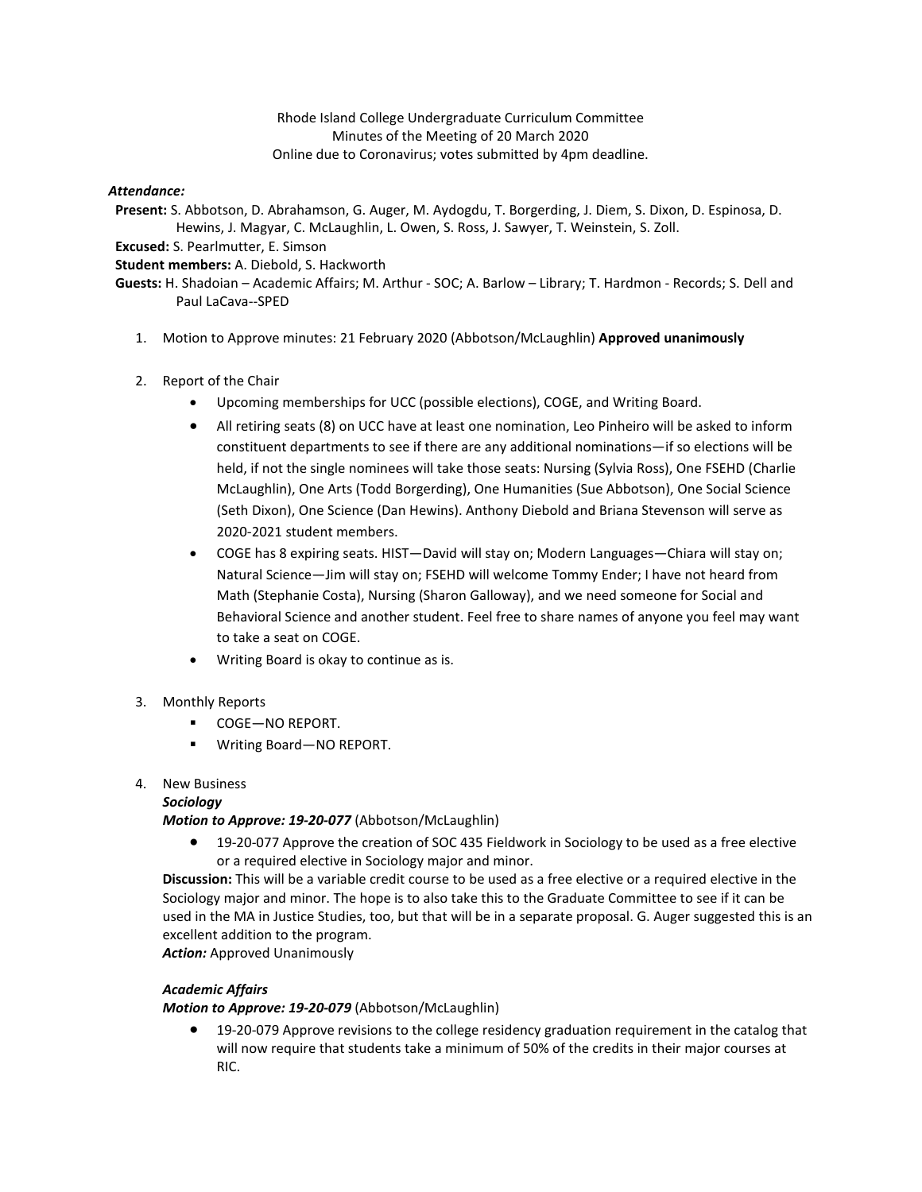Rhode Island College Undergraduate Curriculum Committee
Minutes of the Meeting of 20 March 2020
Online due to Coronavirus; votes submitted by 4pm deadline.

***Attendance:***

**Present:** S. Abbotson, D. Abrahamson, G. Auger, M. Aydogdu, T. Borgerding, J. Diem, S. Dixon, D. Espinosa, D. Hewins, J. Magyar, C. McLaughlin, L. Owen, S. Ross, J. Sawyer, T. Weinstein, S. Zoll.

**Excused:** S. Pearlmutter, E. Simson

**Student members:** A. Diebold, S. Hackworth

**Guests:** H. Shadoian – Academic Affairs; M. Arthur - SOC; A. Barlow – Library; T. Hardmon - Records; S. Dell and Paul LaCava--SPED

1. Motion to Approve minutes: 21 February 2020 (Abbotson/McLaughlin) **Approved unanimously**

2. Report of the Chair
   - Upcoming memberships for UCC (possible elections), COGE, and Writing Board.
   - All retiring seats (8) on UCC have at least one nomination, Leo Pinheiro will be asked to inform constituent departments to see if there are any additional nominations—if so elections will be held, if not the single nominees will take those seats: Nursing (Sylvia Ross), One FSEHD (Charlie McLaughlin), One Arts (Todd Borgerding), One Humanities (Sue Abbotson), One Social Science (Seth Dixon), One Science (Dan Hewins). Anthony Diebold and Briana Stevenson will serve as 2020-2021 student members.
   - COGE has 8 expiring seats. HIST—David will stay on; Modern Languages—Chiara will stay on; Natural Science—Jim will stay on; FSEHD will welcome Tommy Ender; I have not heard from Math (Stephanie Costa), Nursing (Sharon Galloway), and we need someone for Social and Behavioral Science and another student. Feel free to share names of anyone you feel may want to take a seat on COGE.
   - Writing Board is okay to continue as is.

3. Monthly Reports
   - COGE—NO REPORT.
   - Writing Board—NO REPORT.

4. New Business

***Sociology***

***Motion to Approve: 19-20-077*** (Abbotson/McLaughlin)

- 19-20-077 Approve the creation of SOC 435 Fieldwork in Sociology to be used as a free elective or a required elective in Sociology major and minor.

**Discussion:** This will be a variable credit course to be used as a free elective or a required elective in the Sociology major and minor. The hope is to also take this to the Graduate Committee to see if it can be used in the MA in Justice Studies, too, but that will be in a separate proposal. G. Auger suggested this is an excellent addition to the program.

***Action:*** Approved Unanimously

***Academic Affairs***

***Motion to Approve: 19-20-079*** (Abbotson/McLaughlin)

- 19-20-079 Approve revisions to the college residency graduation requirement in the catalog that will now require that students take a minimum of 50% of the credits in their major courses at RIC.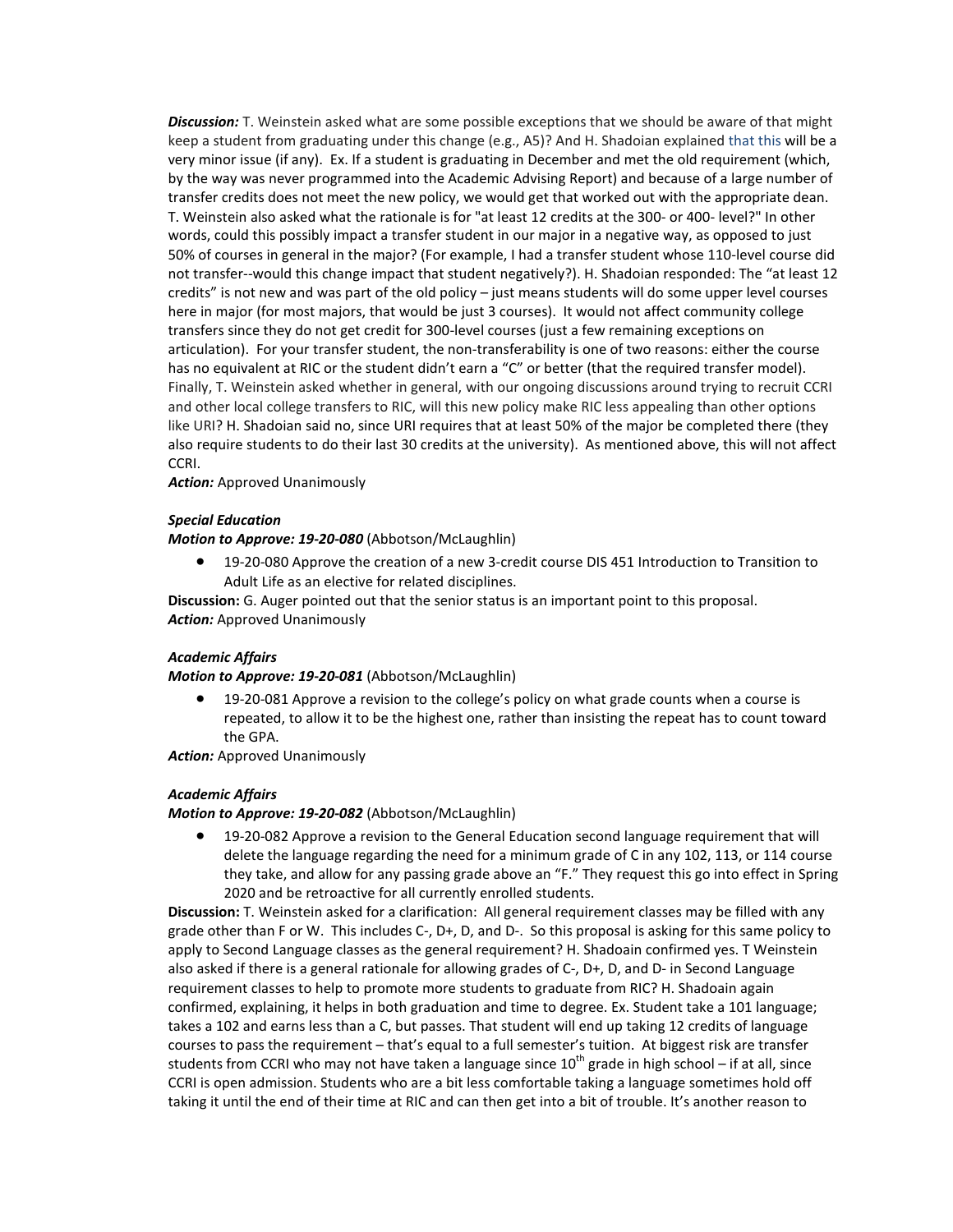***Discussion:*** T. Weinstein asked what are some possible exceptions that we should be aware of that might keep a student from graduating under this change (e.g., A5)? And H. Shadoian explained that this will be a very minor issue (if any). Ex. If a student is graduating in December and met the old requirement (which, by the way was never programmed into the Academic Advising Report) and because of a large number of transfer credits does not meet the new policy, we would get that worked out with the appropriate dean. T. Weinstein also asked what the rationale is for "at least 12 credits at the 300- or 400- level?" In other words, could this possibly impact a transfer student in our major in a negative way, as opposed to just 50% of courses in general in the major? (For example, I had a transfer student whose 110-level course did not transfer--would this change impact that student negatively?). H. Shadoian responded: The "at least 12 credits" is not new and was part of the old policy – just means students will do some upper level courses here in major (for most majors, that would be just 3 courses). It would not affect community college transfers since they do not get credit for 300-level courses (just a few remaining exceptions on articulation). For your transfer student, the non-transferability is one of two reasons: either the course has no equivalent at RIC or the student didn't earn a "C" or better (that the required transfer model). Finally, T. Weinstein asked whether in general, with our ongoing discussions around trying to recruit CCRI and other local college transfers to RIC, will this new policy make RIC less appealing than other options like URI? H. Shadoian said no, since URI requires that at least 50% of the major be completed there (they also require students to do their last 30 credits at the university). As mentioned above, this will not affect CCRI.
***Action:*** Approved Unanimously

***Special Education***
***Motion to Approve: 19-20-080*** (Abbotson/McLaughlin)

- 19-20-080 Approve the creation of a new 3-credit course DIS 451 Introduction to Transition to Adult Life as an elective for related disciplines.

**Discussion:** G. Auger pointed out that the senior status is an important point to this proposal.
***Action:*** Approved Unanimously

***Academic Affairs***
***Motion to Approve: 19-20-081*** (Abbotson/McLaughlin)

- 19-20-081 Approve a revision to the college's policy on what grade counts when a course is repeated, to allow it to be the highest one, rather than insisting the repeat has to count toward the GPA.

***Action:*** Approved Unanimously

***Academic Affairs***
***Motion to Approve: 19-20-082*** (Abbotson/McLaughlin)

- 19-20-082 Approve a revision to the General Education second language requirement that will delete the language regarding the need for a minimum grade of C in any 102, 113, or 114 course they take, and allow for any passing grade above an "F." They request this go into effect in Spring 2020 and be retroactive for all currently enrolled students.

**Discussion:** T. Weinstein asked for a clarification: All general requirement classes may be filled with any grade other than F or W. This includes C-, D+, D, and D-. So this proposal is asking for this same policy to apply to Second Language classes as the general requirement? H. Shadoain confirmed yes. T Weinstein also asked if there is a general rationale for allowing grades of C-, D+, D, and D- in Second Language requirement classes to help to promote more students to graduate from RIC? H. Shadoain again confirmed, explaining, it helps in both graduation and time to degree. Ex. Student take a 101 language; takes a 102 and earns less than a C, but passes. That student will end up taking 12 credits of language courses to pass the requirement – that's equal to a full semester's tuition. At biggest risk are transfer students from CCRI who may not have taken a language since 10th grade in high school – if at all, since CCRI is open admission. Students who are a bit less comfortable taking a language sometimes hold off taking it until the end of their time at RIC and can then get into a bit of trouble. It's another reason to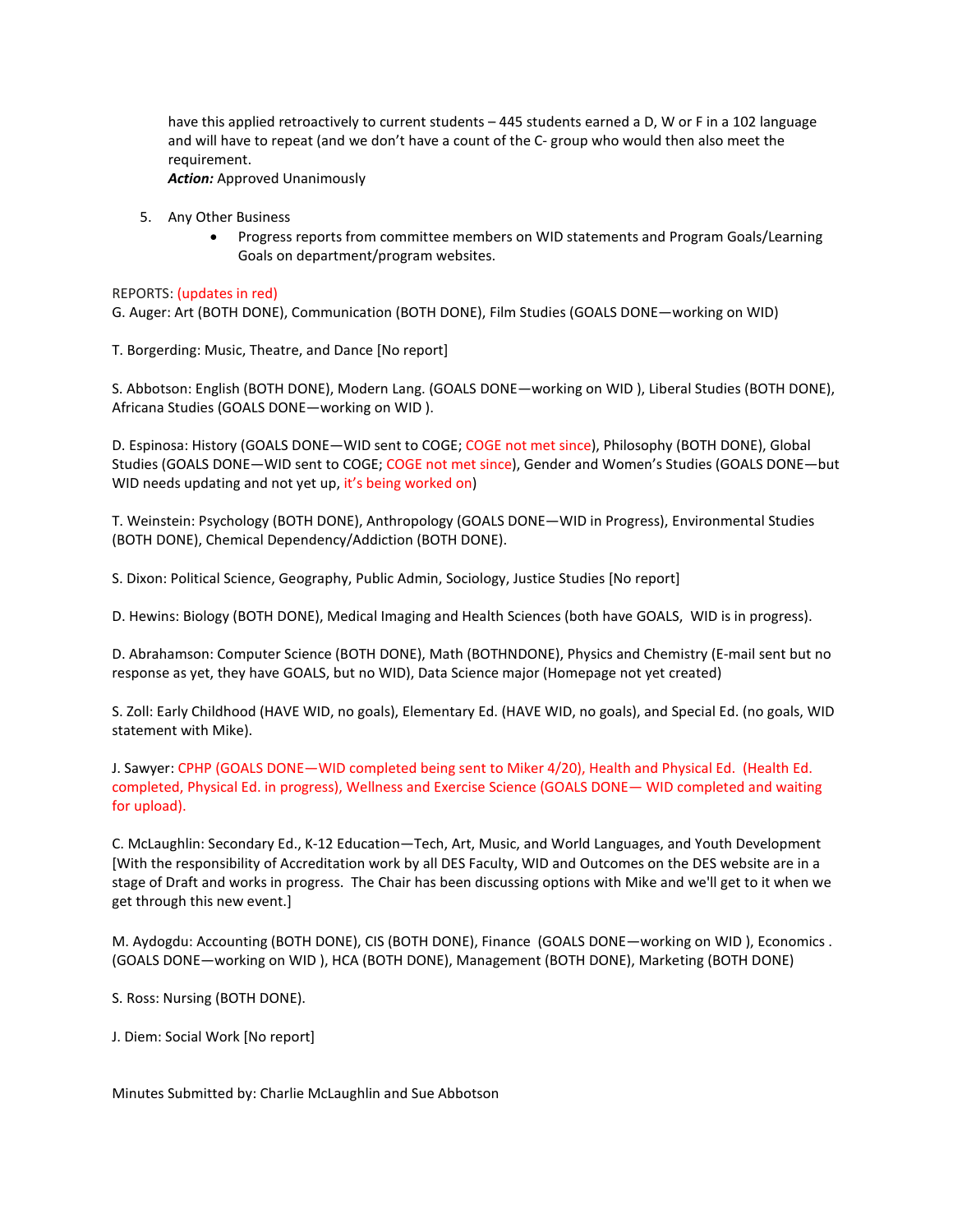have this applied retroactively to current students – 445 students earned a D, W or F in a 102 language and will have to repeat (and we don't have a count of the C- group who would then also meet the requirement.
***Action:*** Approved Unanimously

5. Any Other Business
   - Progress reports from committee members on WID statements and Program Goals/Learning Goals on department/program websites.

REPORTS: (updates in red)
G. Auger: Art (BOTH DONE), Communication (BOTH DONE), Film Studies (GOALS DONE—working on WID)

T. Borgerding: Music, Theatre, and Dance [No report]

S. Abbotson: English (BOTH DONE), Modern Lang. (GOALS DONE—working on WID ), Liberal Studies (BOTH DONE), Africana Studies (GOALS DONE—working on WID ).

D. Espinosa: History (GOALS DONE—WID sent to COGE; COGE not met since), Philosophy (BOTH DONE), Global Studies (GOALS DONE—WID sent to COGE; COGE not met since), Gender and Women's Studies (GOALS DONE—but WID needs updating and not yet up, it's being worked on)

T. Weinstein: Psychology (BOTH DONE), Anthropology (GOALS DONE—WID in Progress), Environmental Studies (BOTH DONE), Chemical Dependency/Addiction (BOTH DONE).

S. Dixon: Political Science, Geography, Public Admin, Sociology, Justice Studies [No report]

D. Hewins: Biology (BOTH DONE), Medical Imaging and Health Sciences (both have GOALS, WID is in progress).

D. Abrahamson: Computer Science (BOTH DONE), Math (BOTHNDONE), Physics and Chemistry (E-mail sent but no response as yet, they have GOALS, but no WID), Data Science major (Homepage not yet created)

S. Zoll: Early Childhood (HAVE WID, no goals), Elementary Ed. (HAVE WID, no goals), and Special Ed. (no goals, WID statement with Mike).

J. Sawyer: CPHP (GOALS DONE—WID completed being sent to Miker 4/20), Health and Physical Ed. (Health Ed. completed, Physical Ed. in progress), Wellness and Exercise Science (GOALS DONE— WID completed and waiting for upload).

C. McLaughlin: Secondary Ed., K-12 Education—Tech, Art, Music, and World Languages, and Youth Development [With the responsibility of Accreditation work by all DES Faculty, WID and Outcomes on the DES website are in a stage of Draft and works in progress. The Chair has been discussing options with Mike and we'll get to it when we get through this new event.]

M. Aydogdu: Accounting (BOTH DONE), CIS (BOTH DONE), Finance (GOALS DONE—working on WID ), Economics . (GOALS DONE—working on WID ), HCA (BOTH DONE), Management (BOTH DONE), Marketing (BOTH DONE)

S. Ross: Nursing (BOTH DONE).

J. Diem: Social Work [No report]

Minutes Submitted by: Charlie McLaughlin and Sue Abbotson